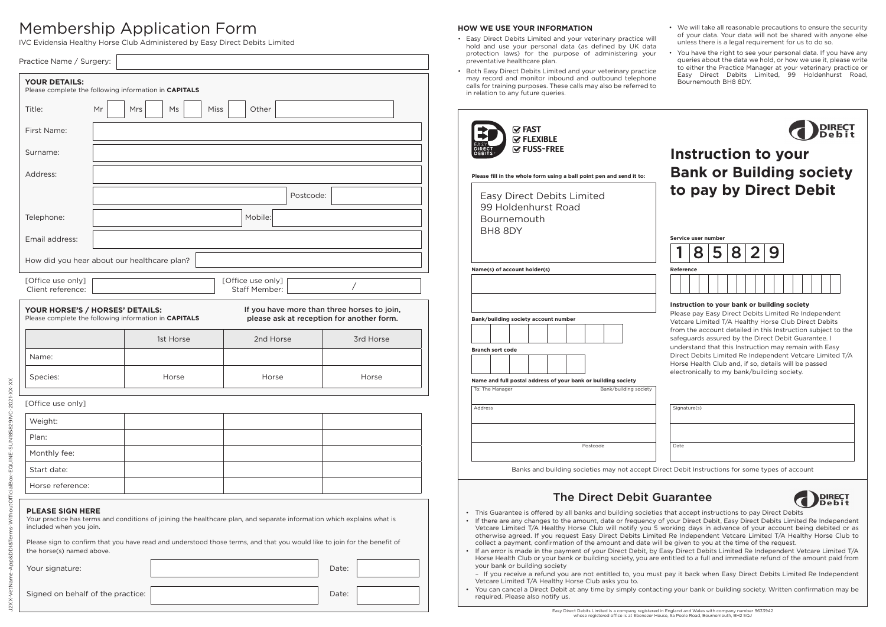# Membership Application Form

IVC Evidensia Healthy Horse Club Administered by Easy Direct Debits Limited

Practice Name / Surgery:

**YOUR DETAILS:**
Please complete the following information in **CAPITALS**

Title: Mr Mrs Ms Miss Other

First Name:

Surname:

Address:

Postcode:

Telephone: Mobile:

Email address:

How did you hear about our healthcare plan?

[Office use only] Client reference: [Office use only] Staff Member: /

**YOUR HORSE'S / HORSES' DETAILS:**
Please complete the following information in **CAPITALS**

If you have more than three horses to join, please ask at reception for another form.

| | 1st Horse | 2nd Horse | 3rd Horse |
|---|---|---|---|
| Name: | | | |
| Species: | Horse | Horse | Horse |

[Office use only]

| | | | |
|---|---|---|---|
| Weight: | | | |
| Plan: | | | |
| Monthly fee: | | | |
| Start date: | | | |
| Horse reference: | | | |

**PLEASE SIGN HERE**

Your practice has terms and conditions of joining the healthcare plan, and separate information which explains what is included when you join.

Please sign to confirm that you have read and understood those terms, and that you would like to join for the benefit of the horse(s) named above.

Your signature: Date:

Signed on behalf of the practice: Date:

J2XX-VetName-App&DDI&Terms-WithoutOfficialBox-EQUINE-SUN185829IVC-2021-XX-XX

**HOW WE USE YOUR INFORMATION**

- Easy Direct Debits Limited and your veterinary practice will hold and use your personal data (as defined by UK data protection laws) for the purpose of administering your preventative healthcare plan.
- Both Easy Direct Debits Limited and your veterinary practice may record and monitor inbound and outbound telephone calls for training purposes. These calls may also be referred to in relation to any future queries.
- We will take all reasonable precautions to ensure the security of your data. Your data will not be shared with anyone else unless there is a legal requirement for us to do so.
- You have the right to see your personal data. If you have any queries about the data we hold, or how we use it, please write to either the Practice Manager at your veterinary practice or Easy Direct Debits Limited, 99 Holdenhurst Road, Bournemouth BH8 8DY.

EASY DIRECT DEBITS — FAST, FLEXIBLE, FUSS-FREE

DIRECT Debit

## Instruction to your Bank or Building society to pay by Direct Debit

**Please fill in the whole form using a ball point pen and send it to:**

Easy Direct Debits Limited
99 Holdenhurst Road
Bournemouth
BH8 8DY

**Service user number**

1 8 5 8 2 9

**Name(s) of account holder(s)**

**Reference**

**Bank/building society account number**

**Branch sort code**

**Instruction to your bank or building society**

Please pay Easy Direct Debits Limited Re Independent Vetcare Limited T/A Healthy Horse Club Direct Debits from the account detailed in this Instruction subject to the safeguards assured by the Direct Debit Guarantee. I understand that this Instruction may remain with Easy Direct Debits Limited Re Independent Vetcare Limited T/A Horse Health Club and, if so, details will be passed electronically to my bank/building society.

**Name and full postal address of your bank or building society**

To: The Manager Bank/building society

Address

Postcode

Signature(s)

Date

Banks and building societies may not accept Direct Debit Instructions for some types of account

## The Direct Debit Guarantee

- This Guarantee is offered by all banks and building societies that accept instructions to pay Direct Debits
- If there are any changes to the amount, date or frequency of your Direct Debit, Easy Direct Debits Limited Re Independent Vetcare Limited T/A Healthy Horse Club will notify you 5 working days in advance of your account being debited or as otherwise agreed. If you request Easy Direct Debits Limited Re Independent Vetcare Limited T/A Healthy Horse Club to collect a payment, confirmation of the amount and date will be given to you at the time of the request.
- If an error is made in the payment of your Direct Debit, by Easy Direct Debits Limited Re Independent Vetcare Limited T/A Horse Health Club or your bank or building society, you are entitled to a full and immediate refund of the amount paid from your bank or building society
  – If you receive a refund you are not entitled to, you must pay it back when Easy Direct Debits Limited Re Independent Vetcare Limited T/A Healthy Horse Club asks you to.
- You can cancel a Direct Debit at any time by simply contacting your bank or building society. Written confirmation may be required. Please also notify us.

Easy Direct Debits Limited is a company registered in England and Wales with company number 9633942 whose registered office is at Ebenezer House, 5a Poole Road, Bournemouth, BH2 5QJ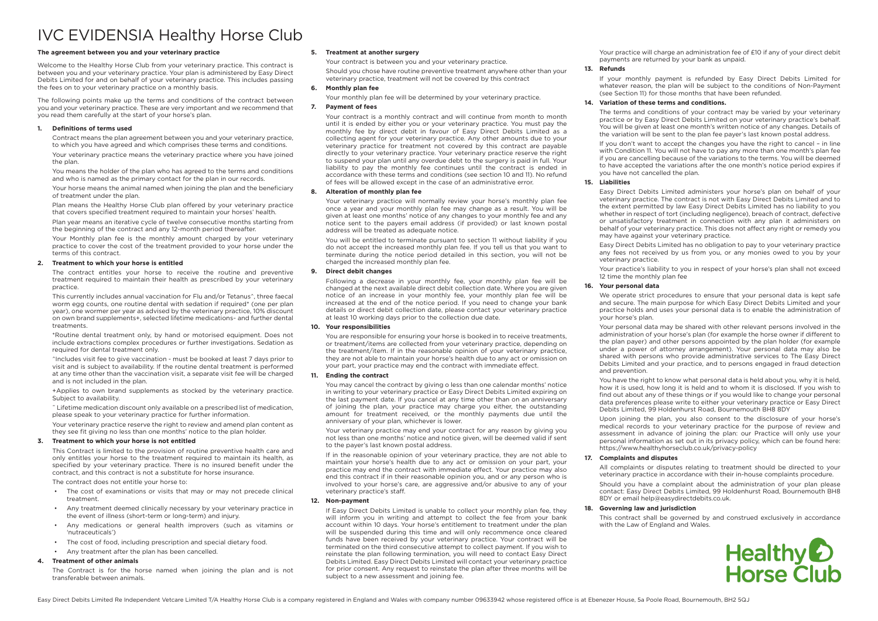# IVC EVIDENSIA Healthy Horse Club

**The agreement between you and your veterinary practice**

Welcome to the Healthy Horse Club from your veterinary practice. This contract is between you and your veterinary practice. Your plan is administered by Easy Direct Debits Limited for and on behalf of your veterinary practice. This includes passing the fees on to your veterinary practice on a monthly basis.

The following points make up the terms and conditions of the contract between you and your veterinary practice. These are very important and we recommend that you read them carefully at the start of your horse's plan.

### 1. Definitions of terms used

Contract means the plan agreement between you and your veterinary practice, to which you have agreed and which comprises these terms and conditions.

Your veterinary practice means the veterinary practice where you have joined the plan.

You means the holder of the plan who has agreed to the terms and conditions and who is named as the primary contact for the plan in our records.

Your horse means the animal named when joining the plan and the beneficiary of treatment under the plan.

Plan means the Healthy Horse Club plan offered by your veterinary practice that covers specified treatment required to maintain your horses' health.

Plan year means an iterative cycle of twelve consecutive months starting from the beginning of the contract and any 12-month period thereafter.

Your Monthly plan fee is the monthly amount charged by your veterinary practice to cover the cost of the treatment provided to your horse under the terms of this contract.

### 2. Treatment to which your horse is entitled

The contract entitles your horse to receive the routine and preventive treatment required to maintain their health as prescribed by your veterinary practice.

This currently includes annual vaccination for Flu and/or Tetanus^, three faecal worm egg counts, one routine dental with sedation if required* (one per plan year), one wormer per year as advised by the veterinary practice, 10% discount on own brand supplements+, selected lifetime medications~ and further dental treatments.

*Routine dental treatment only, by hand or motorised equipment. Does not include extractions complex procedures or further investigations. Sedation as required for dental treatment only.

^Includes visit fee to give vaccination - must be booked at least 7 days prior to visit and is subject to availability. If the routine dental treatment is performed at any time other than the vaccination visit, a separate visit fee will be charged and is not included in the plan.

+Applies to own brand supplements as stocked by the veterinary practice. Subject to availability.

~ Lifetime medication discount only available on a prescribed list of medication, please speak to your veterinary practice for further information.

Your veterinary practice reserve the right to review and amend plan content as they see fit giving no less than one months' notice to the plan holder.

### 3. Treatment to which your horse is not entitled

This Contract is limited to the provision of routine preventive health care and only entitles your horse to the treatment required to maintain its health, as specified by your veterinary practice. There is no insured benefit under the contract, and this contract is not a substitute for horse insurance.

The contract does not entitle your horse to:

- The cost of examinations or visits that may or may not precede clinical treatment.
- Any treatment deemed clinically necessary by your veterinary practice in the event of illness (short-term or long-term) and injury.
- Any medications or general health improvers (such as vitamins or 'nutraceuticals')
- The cost of food, including prescription and special dietary food.
- Any treatment after the plan has been cancelled.

### 4. Treatment of other animals

The Contract is for the horse named when joining the plan and is not transferable between animals.

### 5. Treatment at another surgery

Your contract is between you and your veterinary practice.

Should you chose have routine preventive treatment anywhere other than your veterinary practice, treatment will not be covered by this contract

### 6. Monthly plan fee

Your monthly plan fee will be determined by your veterinary practice.

### 7. Payment of fees

Your contract is a monthly contract and will continue from month to month until it is ended by either you or your veterinary practice. You must pay the monthly fee by direct debit in favour of Easy Direct Debits Limited as a collecting agent for your veterinary practice. Any other amounts due to your veterinary practice for treatment not covered by this contract are payable directly to your veterinary practice. Your veterinary practice reserve the right to suspend your plan until any overdue debt to the surgery is paid in full. Your liability to pay the monthly fee continues until the contract is ended in accordance with these terms and conditions (see section 10 and 11). No refund of fees will be allowed except in the case of an administrative error.

### 8. Alteration of monthly plan fee

Your veterinary practice will normally review your horse's monthly plan fee once a year and your monthly plan fee may change as a result. You will be given at least one months' notice of any changes to your monthly fee and any notice sent to the payers email address (if provided) or last known postal address will be treated as adequate notice.

You will be entitled to terminate pursuant to section 11 without liability if you do not accept the increased monthly plan fee. If you tell us that you want to terminate during the notice period detailed in this section, you will not be charged the increased monthly plan fee.

### 9. Direct debit changes

Following a decrease in your monthly fee, your monthly plan fee will be changed at the next available direct debit collection date. Where you are given notice of an increase in your monthly fee, your monthly plan fee will be increased at the end of the notice period. If you need to change your bank details or direct debit collection date, please contact your veterinary practice at least 10 working days prior to the collection due date.

### 10. Your responsibilities

You are responsible for ensuring your horse is booked in to receive treatments, or treatment/items are collected from your veterinary practice, depending on the treatment/item. If in the reasonable opinion of your veterinary practice, they are not able to maintain your horse's health due to any act or omission on your part, your practice may end the contract with immediate effect.

### 11. Ending the contract

You may cancel the contract by giving o less than one calendar months' notice in writing to your veterinary practice or Easy Direct Debits Limited expiring on the last payment date. If you cancel at any time other than on an anniversary of joining the plan, your practice may charge you either, the outstanding amount for treatment received, or the monthly payments due until the anniversary of your plan, whichever is lower.

Your veterinary practice may end your contract for any reason by giving you not less than one months' notice and notice given, will be deemed valid if sent to the payer's last known postal address.

If in the reasonable opinion of your veterinary practice, they are not able to maintain your horse's health due to any act or omission on your part, your practice may end the contract with immediate effect. Your practice may also end this contract if in their reasonable opinion you, and or any person who is involved to your horse's care, are aggressive and/or abusive to any of your veterinary practice's staff.

### 12. Non-payment

If Easy Direct Debits Limited is unable to collect your monthly plan fee, they will inform you in writing and attempt to collect the fee from your bank account within 10 days. Your horse's entitlement to treatment under the plan will be suspended during this time and will only recommence once cleared funds have been received by your veterinary practice. Your contract will be terminated on the third consecutive attempt to collect payment. If you wish to reinstate the plan following termination, you will need to contact Easy Direct Debits Limited. Easy Direct Debits Limited will contact your veterinary practice for prior consent. Any request to reinstate the plan after three months will be subject to a new assessment and joining fee.

Your practice will charge an administration fee of £10 if any of your direct debit payments are returned by your bank as unpaid.

### 13. Refunds

If your monthly payment is refunded by Easy Direct Debits Limited for whatever reason, the plan will be subject to the conditions of Non-Payment (see Section 11) for those months that have been refunded.

### 14. Variation of these terms and conditions.

The terms and conditions of your contract may be varied by your veterinary practice or by Easy Direct Debits Limited on your veterinary practice's behalf. You will be given at least one month's written notice of any changes. Details of the variation will be sent to the plan fee payer's last known postal address.

If you don't want to accept the changes you have the right to cancel – in line with Condition 11. You will not have to pay any more than one month's plan fee if you are cancelling because of the variations to the terms. You will be deemed to have accepted the variations after the one month's notice period expires if you have not cancelled the plan.

### 15. Liabilities

Easy Direct Debits Limited administers your horse's plan on behalf of your veterinary practice. The contract is not with Easy Direct Debits Limited and to the extent permitted by law Easy Direct Debits Limited has no liability to you whether in respect of tort (including negligence), breach of contract, defective or unsatisfactory treatment in connection with any plan it administers on behalf of your veterinary practice. This does not affect any right or remedy you may have against your veterinary practice.

Easy Direct Debits Limited has no obligation to pay to your veterinary practice any fees not received by us from you, or any monies owed to you by your veterinary practice.

Your practice's liability to you in respect of your horse's plan shall not exceed 12 time the monthly plan fee

### 16. Your personal data

We operate strict procedures to ensure that your personal data is kept safe and secure. The main purpose for which Easy Direct Debits Limited and your practice holds and uses your personal data is to enable the administration of your horse's plan.

Your personal data may be shared with other relevant persons involved in the administration of your horse's plan (for example the horse owner if different to the plan payer) and other persons appointed by the plan holder (for example under a power of attorney arrangement). Your personal data may also be shared with persons who provide administrative services to The Easy Direct Debits Limited and your practice, and to persons engaged in fraud detection and prevention.

You have the right to know what personal data is held about you, why it is held, how it is used, how long it is held and to whom it is disclosed. If you wish to find out about any of these things or if you would like to change your personal data preferences please write to either your veterinary practice or Easy Direct Debits Limited, 99 Holdenhurst Road, Bournemouth BH8 8DY

Upon joining the plan, you also consent to the disclosure of your horse's medical records to your veterinary practice for the purpose of review and assessment in advance of joining the plan: our Practice will only use your personal information as set out in its privacy policy, which can be found here: https://www.healthyhorseclub.co.uk/privacy-policy

### 17. Complaints and disputes

All complaints or disputes relating to treatment should be directed to your veterinary practice in accordance with their in-house complaints procedure.

Should you have a complaint about the administration of your plan please contact: Easy Direct Debits Limited, 99 Holdenhurst Road, Bournemouth BH8 8DY or email help@easydirectdebits.co.uk.

### 18. Governing law and jurisdiction

This contract shall be governed by and construed exclusively in accordance with the Law of England and Wales.

Healthy Horse Club

Easy Direct Debits Limited Re Independent Vetcare Limited T/A Healthy Horse Club is a company registered in England and Wales with company number 09633942 whose registered office is at Ebenezer House, 5a Poole Road, Bournemouth, BH2 5QJ